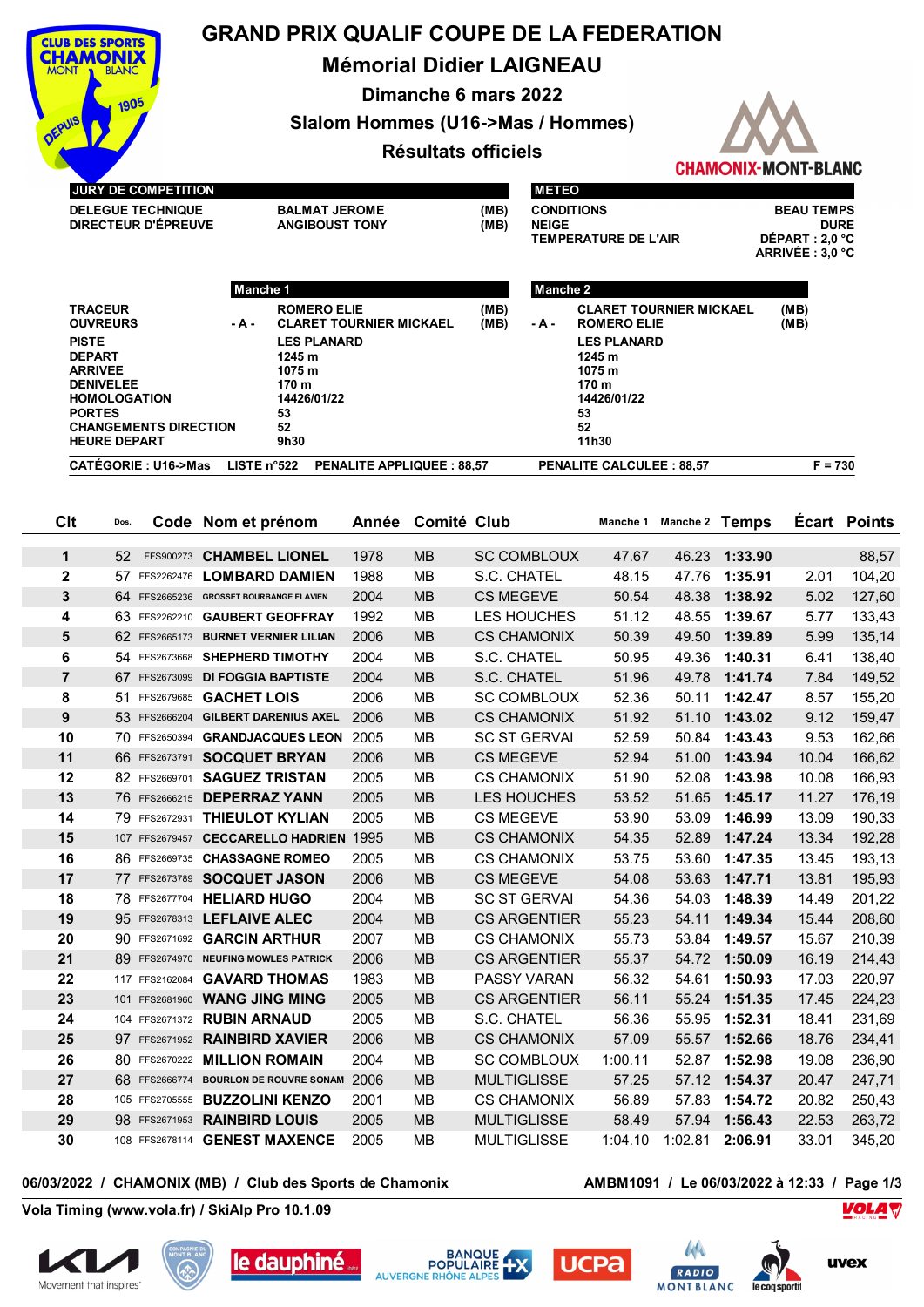# GRAND PRIX QUALIF COUPE DE LA FEDERATION

## Mémorial Didier LAIGNEAU

**Dimanche 6 mars 2022**

**Slalom Hommes (U16->Mas / Hommes)**

**Résultats officiels**

| JURY DE COMPETITION | | |
|---|---|---|
| DELEGUE TECHNIQUE | BALMAT JEROME | (MB) |
| DIRECTEUR D'ÉPREUVE | ANGIBOUST TONY | (MB) |

| METEO | |
|---|---|
| CONDITIONS | BEAU TEMPS |
| NEIGE | DURE |
| TEMPERATURE DE L'AIR | DÉPART : 2,0 °C |
| | ARRIVÉE : 3,0 °C |

| | Manche 1 | Manche 2 |
|---|---|---|
| TRACEUR | ROMERO ELIE (MB) | CLARET TOURNIER MICKAEL (MB) |
| OUVREURS | - A - CLARET TOURNIER MICKAEL (MB) | - A - ROMERO ELIE (MB) |
| PISTE | LES PLANARD | LES PLANARD |
| DEPART | 1245 m | 1245 m |
| ARRIVEE | 1075 m | 1075 m |
| DENIVELEE | 170 m | 170 m |
| HOMOLOGATION | 14426/01/22 | 14426/01/22 |
| PORTES | 53 | 53 |
| CHANGEMENTS DIRECTION | 52 | 52 |
| HEURE DEPART | 9h30 | 11h30 |

CATÉGORIE : U16->Mas   LISTE n°522   PENALITE APPLIQUEE : 88,57   PENALITE CALCULEE : 88,57   F = 730

| Clt | Dos. | Code | Nom et prénom | Année | Comité | Club | Manche 1 | Manche 2 | Temps | Écart | Points |
|---|---|---|---|---|---|---|---|---|---|---|---|
| 1 | 52 | FFS900273 | CHAMBEL LIONEL | 1978 | MB | SC COMBLOUX | 47.67 | 46.23 | 1:33.90 | | 88,57 |
| 2 | 57 | FFS2262476 | LOMBARD DAMIEN | 1988 | MB | S.C. CHATEL | 48.15 | 47.76 | 1:35.91 | 2.01 | 104,20 |
| 3 | 64 | FFS2665236 | GROSSET BOURBANGE FLAVIEN | 2004 | MB | CS MEGEVE | 50.54 | 48.38 | 1:38.92 | 5.02 | 127,60 |
| 4 | 63 | FFS2262210 | GAUBERT GEOFFRAY | 1992 | MB | LES HOUCHES | 51.12 | 48.55 | 1:39.67 | 5.77 | 133,43 |
| 5 | 62 | FFS2665173 | BURNET VERNIER LILIAN | 2006 | MB | CS CHAMONIX | 50.39 | 49.50 | 1:39.89 | 5.99 | 135,14 |
| 6 | 54 | FFS2673668 | SHEPHERD TIMOTHY | 2004 | MB | S.C. CHATEL | 50.95 | 49.36 | 1:40.31 | 6.41 | 138,40 |
| 7 | 67 | FFS2673099 | DI FOGGIA BAPTISTE | 2004 | MB | S.C. CHATEL | 51.96 | 49.78 | 1:41.74 | 7.84 | 149,52 |
| 8 | 51 | FFS2679685 | GACHET LOIS | 2006 | MB | SC COMBLOUX | 52.36 | 50.11 | 1:42.47 | 8.57 | 155,20 |
| 9 | 53 | FFS2666204 | GILBERT DARENIUS AXEL | 2006 | MB | CS CHAMONIX | 51.92 | 51.10 | 1:43.02 | 9.12 | 159,47 |
| 10 | 70 | FFS2650394 | GRANDJACQUES LEON | 2005 | MB | SC ST GERVAI | 52.59 | 50.84 | 1:43.43 | 9.53 | 162,66 |
| 11 | 66 | FFS2673791 | SOCQUET BRYAN | 2006 | MB | CS MEGEVE | 52.94 | 51.00 | 1:43.94 | 10.04 | 166,62 |
| 12 | 82 | FFS2669701 | SAGUEZ TRISTAN | 2005 | MB | CS CHAMONIX | 51.90 | 52.08 | 1:43.98 | 10.08 | 166,93 |
| 13 | 76 | FFS2666215 | DEPERRAZ YANN | 2005 | MB | LES HOUCHES | 53.52 | 51.65 | 1:45.17 | 11.27 | 176,19 |
| 14 | 79 | FFS2672931 | THIEULOT KYLIAN | 2005 | MB | CS MEGEVE | 53.90 | 53.09 | 1:46.99 | 13.09 | 190,33 |
| 15 | 107 | FFS2679457 | CECCARELLO HADRIEN | 1995 | MB | CS CHAMONIX | 54.35 | 52.89 | 1:47.24 | 13.34 | 192,28 |
| 16 | 86 | FFS2669735 | CHASSAGNE ROMEO | 2005 | MB | CS CHAMONIX | 53.75 | 53.60 | 1:47.35 | 13.45 | 193,13 |
| 17 | 77 | FFS2673789 | SOCQUET JASON | 2006 | MB | CS MEGEVE | 54.08 | 53.63 | 1:47.71 | 13.81 | 195,93 |
| 18 | 78 | FFS2677704 | HELIARD HUGO | 2004 | MB | SC ST GERVAI | 54.36 | 54.03 | 1:48.39 | 14.49 | 201,22 |
| 19 | 95 | FFS2678313 | LEFLAIVE ALEC | 2004 | MB | CS ARGENTIER | 55.23 | 54.11 | 1:49.34 | 15.44 | 208,60 |
| 20 | 90 | FFS2671692 | GARCIN ARTHUR | 2007 | MB | CS CHAMONIX | 55.73 | 53.84 | 1:49.57 | 15.67 | 210,39 |
| 21 | 89 | FFS2674970 | NEUFING MOWLES PATRICK | 2006 | MB | CS ARGENTIER | 55.37 | 54.72 | 1:50.09 | 16.19 | 214,43 |
| 22 | 117 | FFS2162084 | GAVARD THOMAS | 1983 | MB | PASSY VARAN | 56.32 | 54.61 | 1:50.93 | 17.03 | 220,97 |
| 23 | 101 | FFS2681960 | WANG JING MING | 2005 | MB | CS ARGENTIER | 56.11 | 55.24 | 1:51.35 | 17.45 | 224,23 |
| 24 | 104 | FFS2671372 | RUBIN ARNAUD | 2005 | MB | S.C. CHATEL | 56.36 | 55.95 | 1:52.31 | 18.41 | 231,69 |
| 25 | 97 | FFS2671952 | RAINBIRD XAVIER | 2006 | MB | CS CHAMONIX | 57.09 | 55.57 | 1:52.66 | 18.76 | 234,41 |
| 26 | 80 | FFS2670222 | MILLION ROMAIN | 2004 | MB | SC COMBLOUX | 1:00.11 | 52.87 | 1:52.98 | 19.08 | 236,90 |
| 27 | 68 | FFS2666774 | BOURLON DE ROUVRE SONAM | 2006 | MB | MULTIGLISSE | 57.25 | 57.12 | 1:54.37 | 20.47 | 247,71 |
| 28 | 105 | FFS2705555 | BUZZOLINI KENZO | 2001 | MB | CS CHAMONIX | 56.89 | 57.83 | 1:54.72 | 20.82 | 250,43 |
| 29 | 98 | FFS2671953 | RAINBIRD LOUIS | 2005 | MB | MULTIGLISSE | 58.49 | 57.94 | 1:56.43 | 22.53 | 263,72 |
| 30 | 108 | FFS2678114 | GENEST MAXENCE | 2005 | MB | MULTIGLISSE | 1:04.10 | 1:02.81 | 2:06.91 | 33.01 | 345,20 |

06/03/2022 / CHAMONIX (MB) / Club des Sports de Chamonix    AMBM1091 / Le 06/03/2022 à 12:33

Vola Timing (www.vola.fr) / SkiAlp Pro 10.1.09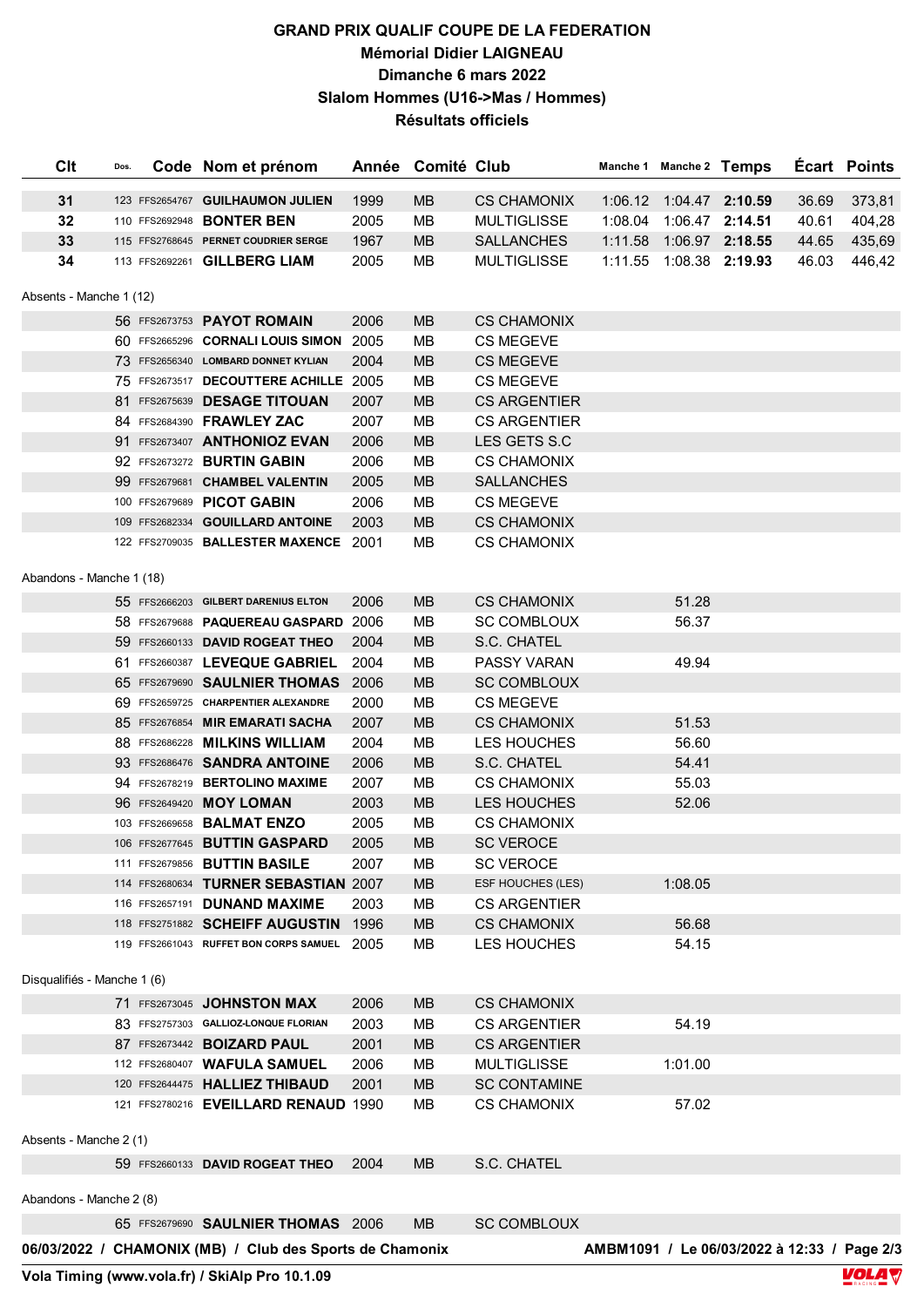# GRAND PRIX QUALIF COUPE DE LA FEDERATION
## Mémorial Didier LAIGNEAU
## Dimanche 6 mars 2022
## Slalom Hommes (U16->Mas / Hommes)
## Résultats officiels

| Clt | Dos. | Code | Nom et prénom | Année | Comité | Club | Manche 1 | Manche 2 | Temps | Écart | Points |
|---|---|---|---|---|---|---|---|---|---|---|---|
| 31 | 123 | FFS2654767 | GUILHAUMON JULIEN | 1999 | MB | CS CHAMONIX | 1:06.12 | 1:04.47 | 2:10.59 | 36.69 | 373,81 |
| 32 | 110 | FFS2692948 | BONTER BEN | 2005 | MB | MULTIGLISSE | 1:08.04 | 1:06.47 | 2:14.51 | 40.61 | 404,28 |
| 33 | 115 | FFS2768645 | PERNET COUDRIER SERGE | 1967 | MB | SALLANCHES | 1:11.58 | 1:06.97 | 2:18.55 | 44.65 | 435,69 |
| 34 | 113 | FFS2692261 | GILLBERG LIAM | 2005 | MB | MULTIGLISSE | 1:11.55 | 1:08.38 | 2:19.93 | 46.03 | 446,42 |

Absents - Manche 1 (12)

| Clt | Dos. | Code | Nom et prénom | Année | Comité | Club | Manche 1 | Manche 2 | Temps | Écart | Points |
|---|---|---|---|---|---|---|---|---|---|---|---|
| | 56 | FFS2673753 | PAYOT ROMAIN | 2006 | MB | CS CHAMONIX | | | | | |
| | 60 | FFS2665296 | CORNALI LOUIS SIMON | 2005 | MB | CS MEGEVE | | | | | |
| | 73 | FFS2656340 | LOMBARD DONNET KYLIAN | 2004 | MB | CS MEGEVE | | | | | |
| | 75 | FFS2673517 | DECOUTTERE ACHILLE | 2005 | MB | CS MEGEVE | | | | | |
| | 81 | FFS2675639 | DESAGE TITOUAN | 2007 | MB | CS ARGENTIER | | | | | |
| | 84 | FFS2684390 | FRAWLEY ZAC | 2007 | MB | CS ARGENTIER | | | | | |
| | 91 | FFS2673407 | ANTHONIOZ EVAN | 2006 | MB | LES GETS S.C | | | | | |
| | 92 | FFS2673272 | BURTIN GABIN | 2006 | MB | CS CHAMONIX | | | | | |
| | 99 | FFS2679681 | CHAMBEL VALENTIN | 2005 | MB | SALLANCHES | | | | | |
| | 100 | FFS2679689 | PICOT GABIN | 2006 | MB | CS MEGEVE | | | | | |
| | 109 | FFS2682334 | GOUILLARD ANTOINE | 2003 | MB | CS CHAMONIX | | | | | |
| | 122 | FFS2709035 | BALLESTER MAXENCE | 2001 | MB | CS CHAMONIX | | | | | |

Abandons - Manche 1 (18)

| Clt | Dos. | Code | Nom et prénom | Année | Comité | Club | Manche 1 | Manche 2 | Temps | Écart | Points |
|---|---|---|---|---|---|---|---|---|---|---|---|
| | 55 | FFS2666203 | GILBERT DARENIUS ELTON | 2006 | MB | CS CHAMONIX | | 51.28 | | | |
| | 58 | FFS2679688 | PAQUEREAU GASPARD | 2006 | MB | SC COMBLOUX | | 56.37 | | | |
| | 59 | FFS2660133 | DAVID ROGEAT THEO | 2004 | MB | S.C. CHATEL | | | | | |
| | 61 | FFS2660387 | LEVEQUE GABRIEL | 2004 | MB | PASSY VARAN | | 49.94 | | | |
| | 65 | FFS2679690 | SAULNIER THOMAS | 2006 | MB | SC COMBLOUX | | | | | |
| | 69 | FFS2659725 | CHARPENTIER ALEXANDRE | 2000 | MB | CS MEGEVE | | | | | |
| | 85 | FFS2676854 | MIR EMARATI SACHA | 2007 | MB | CS CHAMONIX | | 51.53 | | | |
| | 88 | FFS2686228 | MILKINS WILLIAM | 2004 | MB | LES HOUCHES | | 56.60 | | | |
| | 93 | FFS2686476 | SANDRA ANTOINE | 2006 | MB | S.C. CHATEL | | 54.41 | | | |
| | 94 | FFS2678219 | BERTOLINO MAXIME | 2007 | MB | CS CHAMONIX | | 55.03 | | | |
| | 96 | FFS2649420 | MOY LOMAN | 2003 | MB | LES HOUCHES | | 52.06 | | | |
| | 103 | FFS2669658 | BALMAT ENZO | 2005 | MB | CS CHAMONIX | | | | | |
| | 106 | FFS2677645 | BUTTIN GASPARD | 2005 | MB | SC VEROCE | | | | | |
| | 111 | FFS2679856 | BUTTIN BASILE | 2007 | MB | SC VEROCE | | | | | |
| | 114 | FFS2680634 | TURNER SEBASTIAN | 2007 | MB | ESF HOUCHES (LES) | | 1:08.05 | | | |
| | 116 | FFS2657191 | DUNAND MAXIME | 2003 | MB | CS ARGENTIER | | | | | |
| | 118 | FFS2751882 | SCHEIFF AUGUSTIN | 1996 | MB | CS CHAMONIX | | 56.68 | | | |
| | 119 | FFS2661043 | RUFFET BON CORPS SAMUEL | 2005 | MB | LES HOUCHES | | 54.15 | | | |

Disqualifiés - Manche 1 (6)

| Clt | Dos. | Code | Nom et prénom | Année | Comité | Club | Manche 1 | Manche 2 | Temps | Écart | Points |
|---|---|---|---|---|---|---|---|---|---|---|---|
| | 71 | FFS2673045 | JOHNSTON MAX | 2006 | MB | CS CHAMONIX | | | | | |
| | 83 | FFS2757303 | GALLIOZ-LONQUE FLORIAN | 2003 | MB | CS ARGENTIER | | 54.19 | | | |
| | 87 | FFS2673442 | BOIZARD PAUL | 2001 | MB | CS ARGENTIER | | | | | |
| | 112 | FFS2680407 | WAFULA SAMUEL | 2006 | MB | MULTIGLISSE | | 1:01.00 | | | |
| | 120 | FFS2644475 | HALLIEZ THIBAUD | 2001 | MB | SC CONTAMINE | | | | | |
| | 121 | FFS2780216 | EVEILLARD RENAUD | 1990 | MB | CS CHAMONIX | | 57.02 | | | |

Absents - Manche 2 (1)

| Clt | Dos. | Code | Nom et prénom | Année | Comité | Club | Manche 1 | Manche 2 | Temps | Écart | Points |
|---|---|---|---|---|---|---|---|---|---|---|---|
| | 59 | FFS2660133 | DAVID ROGEAT THEO | 2004 | MB | S.C. CHATEL | | | | | |

Abandons - Manche 2 (8)

| Clt | Dos. | Code | Nom et prénom | Année | Comité | Club | Manche 1 | Manche 2 | Temps | Écart | Points |
|---|---|---|---|---|---|---|---|---|---|---|---|
| | 65 | FFS2679690 | SAULNIER THOMAS | 2006 | MB | SC COMBLOUX | | | | | |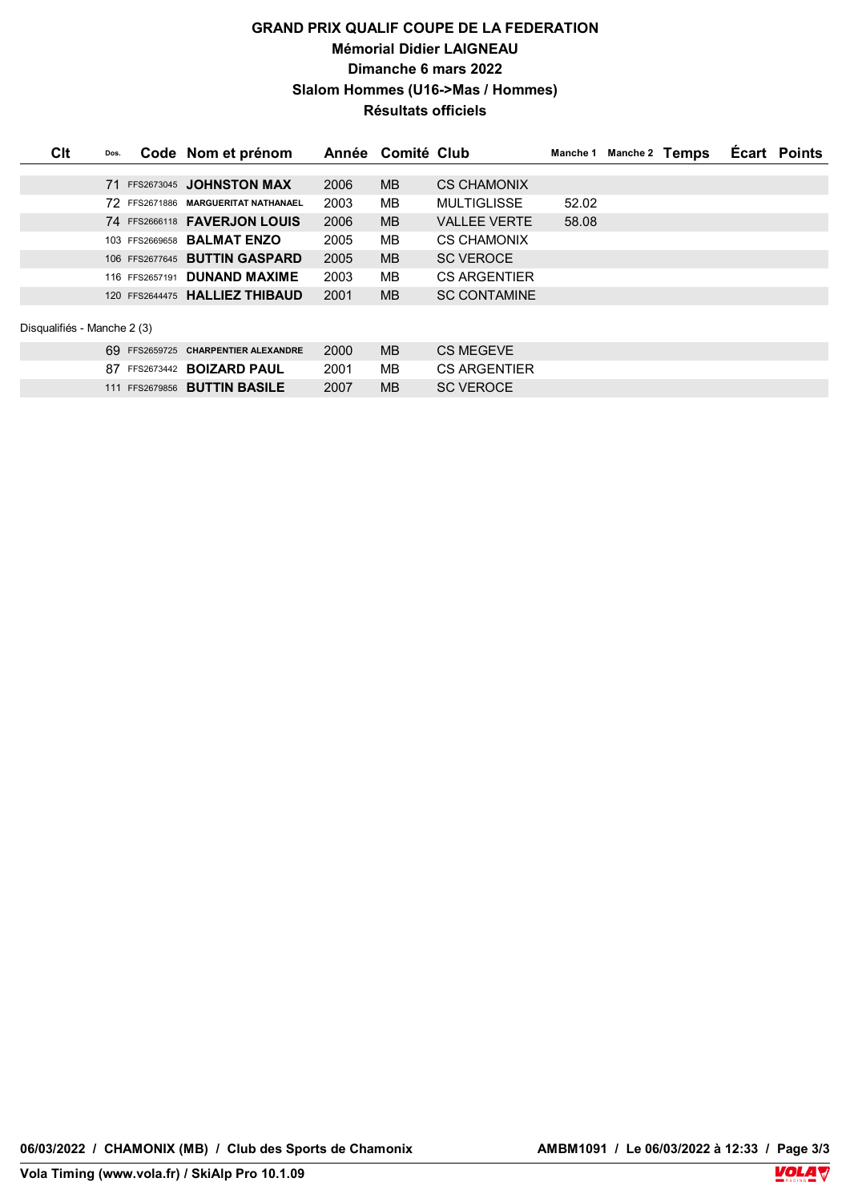# GRAND PRIX QUALIF COUPE DE LA FEDERATION

## Mémorial Didier LAIGNEAU

## Dimanche 6 mars 2022

## Slalom Hommes (U16->Mas / Hommes)

## Résultats officiels

| Clt | Dos. | Code | Nom et prénom | Année | Comité | Club | Manche 1 | Manche 2 | Temps | Écart | Points |
|---|---|---|---|---|---|---|---|---|---|---|---|
| | 71 | FFS2673045 | **JOHNSTON MAX** | 2006 | MB | CS CHAMONIX | | | | | |
| | 72 | FFS2671886 | **MARGUERITAT NATHANAEL** | 2003 | MB | MULTIGLISSE | 52.02 | | | | |
| | 74 | FFS2666118 | **FAVERJON LOUIS** | 2006 | MB | VALLEE VERTE | 58.08 | | | | |
| | 103 | FFS2669658 | **BALMAT ENZO** | 2005 | MB | CS CHAMONIX | | | | | |
| | 106 | FFS2677645 | **BUTTIN GASPARD** | 2005 | MB | SC VEROCE | | | | | |
| | 116 | FFS2657191 | **DUNAND MAXIME** | 2003 | MB | CS ARGENTIER | | | | | |
| | 120 | FFS2644475 | **HALLIEZ THIBAUD** | 2001 | MB | SC CONTAMINE | | | | | |

Disqualifiés - Manche 2 (3)

| Clt | Dos. | Code | Nom et prénom | Année | Comité | Club | Manche 1 | Manche 2 | Temps | Écart | Points |
|---|---|---|---|---|---|---|---|---|---|---|---|
| | 69 | FFS2659725 | **CHARPENTIER ALEXANDRE** | 2000 | MB | CS MEGEVE | | | | | |
| | 87 | FFS2673442 | **BOIZARD PAUL** | 2001 | MB | CS ARGENTIER | | | | | |
| | 111 | FFS2679856 | **BUTTIN BASILE** | 2007 | MB | SC VEROCE | | | | | |

06/03/2022 / CHAMONIX (MB) / Club des Sports de Chamonix — AMBM1091 / Le 06/03/2022 à 12:33

Vola Timing (www.vola.fr) / SkiAlp Pro 10.1.09